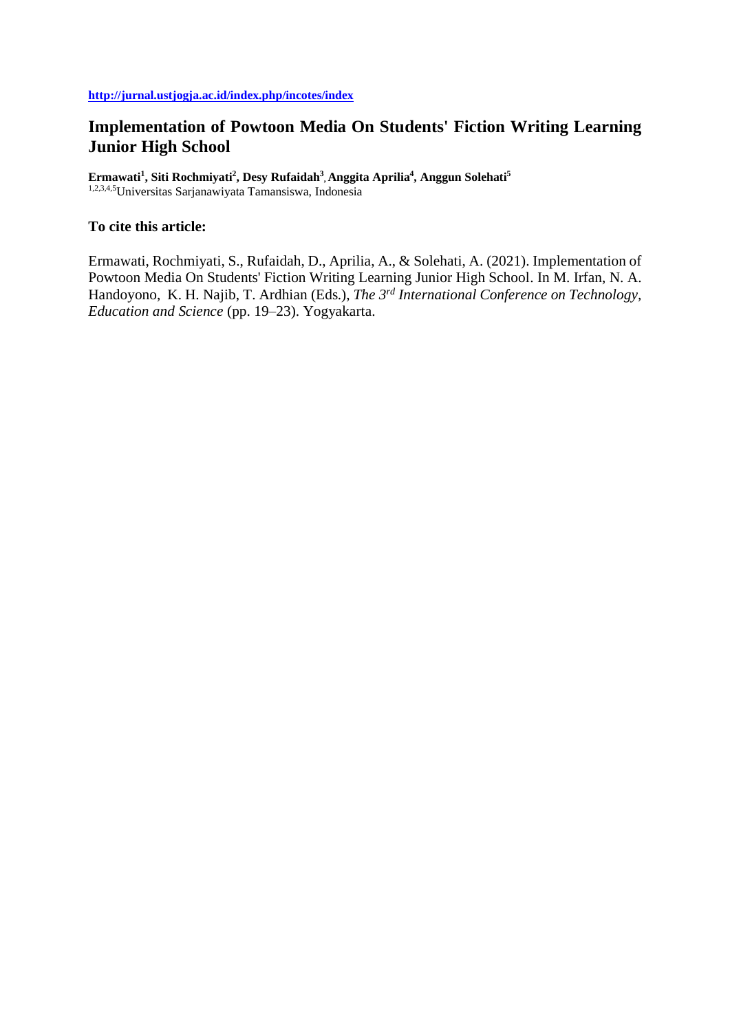**http://jurnal.ustjogja.ac.id/index.php/incotes/index**

# Implementation of Powtoon Media On Students' Fiction Writing Learning Junior High School

**Ermawati[1], Siti Rochmiyati[2], Desy Rufaidah[3], Anggita Aprilia[4], Anggun Solehati[5]**
[1,2,3,4,5]Universitas Sarjanawiyata Tamansiswa, Indonesia

**To cite this article:**

Ermawati, Rochmiyati, S., Rufaidah, D., Aprilia, A., & Solehati, A. (2021). Implementation of Powtoon Media On Students' Fiction Writing Learning Junior High School. In M. Irfan, N. A. Handoyono, K. H. Najib, T. Ardhian (Eds.), *The 3rd International Conference on Technology, Education and Science* (pp. 19–23). Yogyakarta.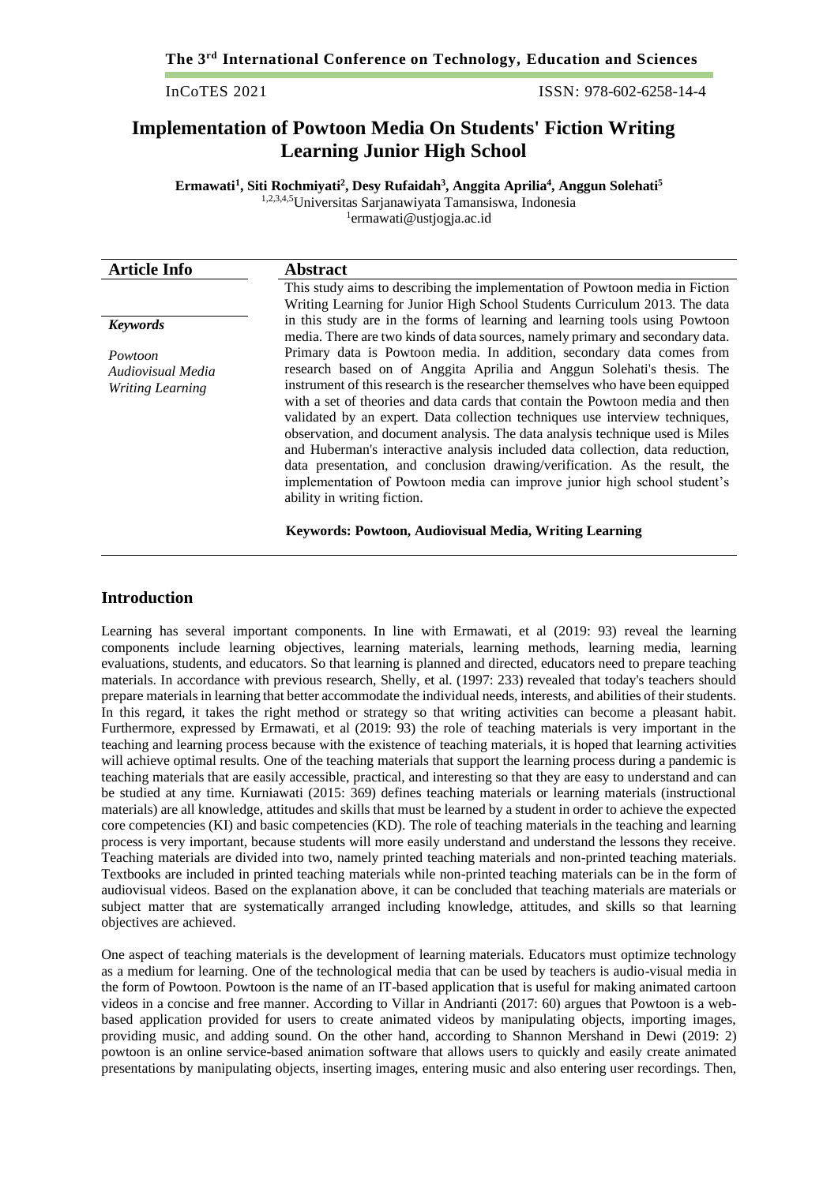# Implementation of Powtoon Media On Students' Fiction Writing Learning Junior High School

**Ermawati[1], Siti Rochmiyati[2], Desy Rufaidah[3], Anggita Aprilia[4], Anggun Solehati[5]**

[1,2,3,4,5]Universitas Sarjanawiyata Tamansiswa, Indonesia

[1]ermawati@ustjogja.ac.id

| Article Info | Abstract |
| --- | --- |
| ***Keywords*** <br> *Powtoon* <br> *Audiovisual Media* <br> *Writing Learning* | This study aims to describing the implementation of Powtoon media in Fiction Writing Learning for Junior High School Students Curriculum 2013. The data in this study are in the forms of learning and learning tools using Powtoon media. There are two kinds of data sources, namely primary and secondary data. Primary data is Powtoon media. In addition, secondary data comes from research based on of Anggita Aprilia and Anggun Solehati's thesis. The instrument of this research is the researcher themselves who have been equipped with a set of theories and data cards that contain the Powtoon media and then validated by an expert. Data collection techniques use interview techniques, observation, and document analysis. The data analysis technique used is Miles and Huberman's interactive analysis included data collection, data reduction, data presentation, and conclusion drawing/verification. As the result, the implementation of Powtoon media can improve junior high school student's ability in writing fiction. <br><br> **Keywords: Powtoon, Audiovisual Media, Writing Learning** |

## Introduction

Learning has several important components. In line with Ermawati, et al (2019: 93) reveal the learning components include learning objectives, learning materials, learning methods, learning media, learning evaluations, students, and educators. So that learning is planned and directed, educators need to prepare teaching materials. In accordance with previous research, Shelly, et al. (1997: 233) revealed that today's teachers should prepare materials in learning that better accommodate the individual needs, interests, and abilities of their students. In this regard, it takes the right method or strategy so that writing activities can become a pleasant habit. Furthermore, expressed by Ermawati, et al (2019: 93) the role of teaching materials is very important in the teaching and learning process because with the existence of teaching materials, it is hoped that learning activities will achieve optimal results. One of the teaching materials that support the learning process during a pandemic is teaching materials that are easily accessible, practical, and interesting so that they are easy to understand and can be studied at any time. Kurniawati (2015: 369) defines teaching materials or learning materials (instructional materials) are all knowledge, attitudes and skills that must be learned by a student in order to achieve the expected core competencies (KI) and basic competencies (KD). The role of teaching materials in the teaching and learning process is very important, because students will more easily understand and understand the lessons they receive. Teaching materials are divided into two, namely printed teaching materials and non-printed teaching materials. Textbooks are included in printed teaching materials while non-printed teaching materials can be in the form of audiovisual videos. Based on the explanation above, it can be concluded that teaching materials are materials or subject matter that are systematically arranged including knowledge, attitudes, and skills so that learning objectives are achieved.

One aspect of teaching materials is the development of learning materials. Educators must optimize technology as a medium for learning. One of the technological media that can be used by teachers is audio-visual media in the form of Powtoon. Powtoon is the name of an IT-based application that is useful for making animated cartoon videos in a concise and free manner. According to Villar in Andrianti (2017: 60) argues that Powtoon is a web-based application provided for users to create animated videos by manipulating objects, importing images, providing music, and adding sound. On the other hand, according to Shannon Mershand in Dewi (2019: 2) powtoon is an online service-based animation software that allows users to quickly and easily create animated presentations by manipulating objects, inserting images, entering music and also entering user recordings. Then,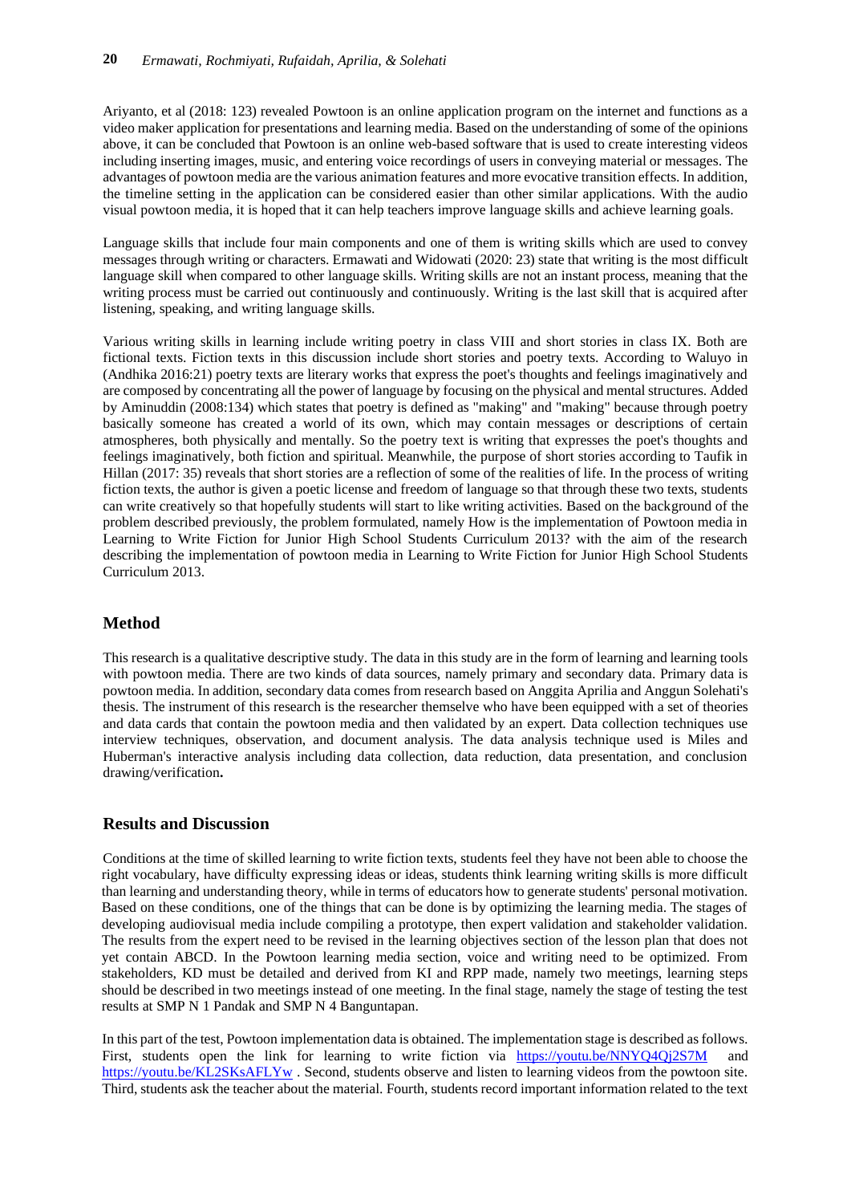Ariyanto, et al (2018: 123) revealed Powtoon is an online application program on the internet and functions as a video maker application for presentations and learning media. Based on the understanding of some of the opinions above, it can be concluded that Powtoon is an online web-based software that is used to create interesting videos including inserting images, music, and entering voice recordings of users in conveying material or messages. The advantages of powtoon media are the various animation features and more evocative transition effects. In addition, the timeline setting in the application can be considered easier than other similar applications. With the audio visual powtoon media, it is hoped that it can help teachers improve language skills and achieve learning goals.

Language skills that include four main components and one of them is writing skills which are used to convey messages through writing or characters. Ermawati and Widowati (2020: 23) state that writing is the most difficult language skill when compared to other language skills. Writing skills are not an instant process, meaning that the writing process must be carried out continuously and continuously. Writing is the last skill that is acquired after listening, speaking, and writing language skills.

Various writing skills in learning include writing poetry in class VIII and short stories in class IX. Both are fictional texts. Fiction texts in this discussion include short stories and poetry texts. According to Waluyo in (Andhika 2016:21) poetry texts are literary works that express the poet's thoughts and feelings imaginatively and are composed by concentrating all the power of language by focusing on the physical and mental structures. Added by Aminuddin (2008:134) which states that poetry is defined as "making" and "making" because through poetry basically someone has created a world of its own, which may contain messages or descriptions of certain atmospheres, both physically and mentally. So the poetry text is writing that expresses the poet's thoughts and feelings imaginatively, both fiction and spiritual. Meanwhile, the purpose of short stories according to Taufik in Hillan (2017: 35) reveals that short stories are a reflection of some of the realities of life. In the process of writing fiction texts, the author is given a poetic license and freedom of language so that through these two texts, students can write creatively so that hopefully students will start to like writing activities. Based on the background of the problem described previously, the problem formulated, namely How is the implementation of Powtoon media in Learning to Write Fiction for Junior High School Students Curriculum 2013? with the aim of the research describing the implementation of powtoon media in Learning to Write Fiction for Junior High School Students Curriculum 2013.

## Method

This research is a qualitative descriptive study. The data in this study are in the form of learning and learning tools with powtoon media. There are two kinds of data sources, namely primary and secondary data. Primary data is powtoon media. In addition, secondary data comes from research based on Anggita Aprilia and Anggun Solehati's thesis. The instrument of this research is the researcher themselve who have been equipped with a set of theories and data cards that contain the powtoon media and then validated by an expert. Data collection techniques use interview techniques, observation, and document analysis. The data analysis technique used is Miles and Huberman's interactive analysis including data collection, data reduction, data presentation, and conclusion drawing/verification**.**

## Results and Discussion

Conditions at the time of skilled learning to write fiction texts, students feel they have not been able to choose the right vocabulary, have difficulty expressing ideas or ideas, students think learning writing skills is more difficult than learning and understanding theory, while in terms of educators how to generate students' personal motivation. Based on these conditions, one of the things that can be done is by optimizing the learning media. The stages of developing audiovisual media include compiling a prototype, then expert validation and stakeholder validation. The results from the expert need to be revised in the learning objectives section of the lesson plan that does not yet contain ABCD. In the Powtoon learning media section, voice and writing need to be optimized. From stakeholders, KD must be detailed and derived from KI and RPP made, namely two meetings, learning steps should be described in two meetings instead of one meeting. In the final stage, namely the stage of testing the test results at SMP N 1 Pandak and SMP N 4 Banguntapan.

In this part of the test, Powtoon implementation data is obtained. The implementation stage is described as follows. First, students open the link for learning to write fiction via https://youtu.be/NNYQ4Qj2S7M and https://youtu.be/KL2SKsAFLYw . Second, students observe and listen to learning videos from the powtoon site. Third, students ask the teacher about the material. Fourth, students record important information related to the text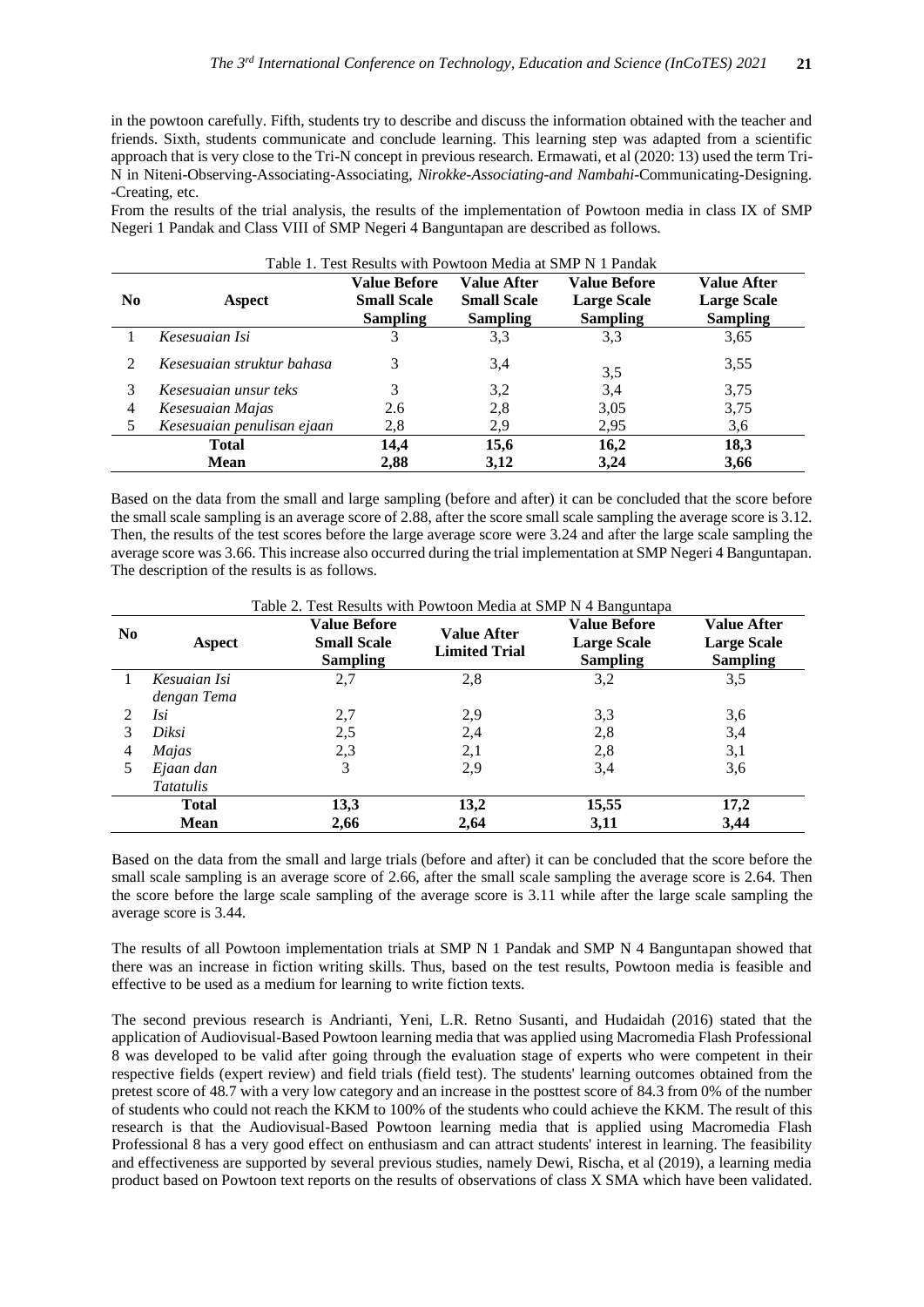in the powtoon carefully. Fifth, students try to describe and discuss the information obtained with the teacher and friends. Sixth, students communicate and conclude learning. This learning step was adapted from a scientific approach that is very close to the Tri-N concept in previous research. Ermawati, et al (2020: 13) used the term Tri-N in Niteni-Observing-Associating-Associating, *Nirokke-Associating-and Nambahi*-Communicating-Designing. -Creating, etc.

From the results of the trial analysis, the results of the implementation of Powtoon media in class IX of SMP Negeri 1 Pandak and Class VIII of SMP Negeri 4 Banguntapan are described as follows.

Table 1. Test Results with Powtoon Media at SMP N 1 Pandak

| No | Aspect | Value Before Small Scale Sampling | Value After Small Scale Sampling | Value Before Large Scale Sampling | Value After Large Scale Sampling |
|---|---|---|---|---|---|
| 1 | *Kesesuaian Isi* | 3 | 3,3 | 3,3 | 3,65 |
| 2 | *Kesesuaian struktur bahasa* | 3 | 3,4 | 3,5 | 3,55 |
| 3 | *Kesesuaian unsur teks* | 3 | 3,2 | 3,4 | 3,75 |
| 4 | *Kesesuaian Majas* | 2.6 | 2,8 | 3,05 | 3,75 |
| 5 | *Kesesuaian penulisan ejaan* | 2,8 | 2,9 | 2,95 | 3,6 |
| | **Total** | **14,4** | **15,6** | **16,2** | **18,3** |
| | **Mean** | **2,88** | **3,12** | **3,24** | **3,66** |

Based on the data from the small and large sampling (before and after) it can be concluded that the score before the small scale sampling is an average score of 2.88, after the score small scale sampling the average score is 3.12. Then, the results of the test scores before the large average score were 3.24 and after the large scale sampling the average score was 3.66. This increase also occurred during the trial implementation at SMP Negeri 4 Banguntapan. The description of the results is as follows.

Table 2. Test Results with Powtoon Media at SMP N 4 Banguntapa

| No | Aspect | Value Before Small Scale Sampling | Value After Limited Trial | Value Before Large Scale Sampling | Value After Large Scale Sampling |
|---|---|---|---|---|---|
| 1 | *Kesuaian Isi dengan Tema* | 2,7 | 2,8 | 3,2 | 3,5 |
| 2 | *Isi* | 2,7 | 2,9 | 3,3 | 3,6 |
| 3 | *Diksi* | 2,5 | 2,4 | 2,8 | 3,4 |
| 4 | *Majas* | 2,3 | 2,1 | 2,8 | 3,1 |
| 5 | *Ejaan dan Tatatulis* | 3 | 2,9 | 3,4 | 3,6 |
| | **Total** | **13,3** | **13,2** | **15,55** | **17,2** |
| | **Mean** | **2,66** | **2,64** | **3,11** | **3,44** |

Based on the data from the small and large trials (before and after) it can be concluded that the score before the small scale sampling is an average score of 2.66, after the small scale sampling the average score is 2.64. Then the score before the large scale sampling of the average score is 3.11 while after the large scale sampling the average score is 3.44.

The results of all Powtoon implementation trials at SMP N 1 Pandak and SMP N 4 Banguntapan showed that there was an increase in fiction writing skills. Thus, based on the test results, Powtoon media is feasible and effective to be used as a medium for learning to write fiction texts.

The second previous research is Andrianti, Yeni, L.R. Retno Susanti, and Hudaidah (2016) stated that the application of Audiovisual-Based Powtoon learning media that was applied using Macromedia Flash Professional 8 was developed to be valid after going through the evaluation stage of experts who were competent in their respective fields (expert review) and field trials (field test). The students' learning outcomes obtained from the pretest score of 48.7 with a very low category and an increase in the posttest score of 84.3 from 0% of the number of students who could not reach the KKM to 100% of the students who could achieve the KKM. The result of this research is that the Audiovisual-Based Powtoon learning media that is applied using Macromedia Flash Professional 8 has a very good effect on enthusiasm and can attract students' interest in learning. The feasibility and effectiveness are supported by several previous studies, namely Dewi, Rischa, et al (2019), a learning media product based on Powtoon text reports on the results of observations of class X SMA which have been validated.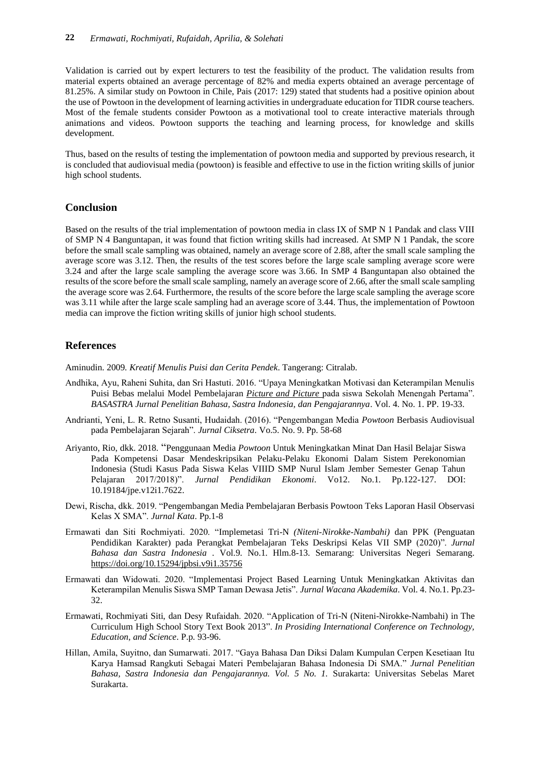Validation is carried out by expert lecturers to test the feasibility of the product. The validation results from material experts obtained an average percentage of 82% and media experts obtained an average percentage of 81.25%. A similar study on Powtoon in Chile, Pais (2017: 129) stated that students had a positive opinion about the use of Powtoon in the development of learning activities in undergraduate education for TIDR course teachers. Most of the female students consider Powtoon as a motivational tool to create interactive materials through animations and videos. Powtoon supports the teaching and learning process, for knowledge and skills development.

Thus, based on the results of testing the implementation of powtoon media and supported by previous research, it is concluded that audiovisual media (powtoon) is feasible and effective to use in the fiction writing skills of junior high school students.

## Conclusion

Based on the results of the trial implementation of powtoon media in class IX of SMP N 1 Pandak and class VIII of SMP N 4 Banguntapan, it was found that fiction writing skills had increased. At SMP N 1 Pandak, the score before the small scale sampling was obtained, namely an average score of 2.88, after the small scale sampling the average score was 3.12. Then, the results of the test scores before the large scale sampling average score were 3.24 and after the large scale sampling the average score was 3.66. In SMP 4 Banguntapan also obtained the results of the score before the small scale sampling, namely an average score of 2.66, after the small scale sampling the average score was 2.64. Furthermore, the results of the score before the large scale sampling the average score was 3.11 while after the large scale sampling had an average score of 3.44. Thus, the implementation of Powtoon media can improve the fiction writing skills of junior high school students.

## References

Aminudin. 2009. *Kreatif Menulis Puisi dan Cerita Pendek*. Tangerang: Citralab.

Andhika, Ayu, Raheni Suhita, dan Sri Hastuti. 2016. "Upaya Meningkatkan Motivasi dan Keterampilan Menulis Puisi Bebas melalui Model Pembelajaran *Picture and Picture* pada siswa Sekolah Menengah Pertama". *BASASTRA Jurnal Penelitian Bahasa, Sastra Indonesia, dan Pengajarannya*. Vol. 4. No. 1. PP. 19-33.

Andrianti, Yeni, L. R. Retno Susanti, Hudaidah. (2016). "Pengembangan Media *Powtoon* Berbasis Audiovisual pada Pembelajaran Sejarah". *Jurnal Ciksetra*. Vo.5. No. 9. Pp. 58-68

Ariyanto, Rio, dkk. 2018. "Penggunaan Media *Powtoon* Untuk Meningkatkan Minat Dan Hasil Belajar Siswa Pada Kompetensi Dasar Mendeskripsikan Pelaku-Pelaku Ekonomi Dalam Sistem Perekonomian Indonesia (Studi Kasus Pada Siswa Kelas VIIID SMP Nurul Islam Jember Semester Genap Tahun Pelajaran 2017/2018)". *Jurnal Pendidikan Ekonomi*. Vo12. No.1. Pp.122-127. DOI: 10.19184/jpe.v12i1.7622.

Dewi, Rischa, dkk. 2019. "Pengembangan Media Pembelajaran Berbasis Powtoon Teks Laporan Hasil Observasi Kelas X SMA". *Jurnal Kata*. Pp.1-8

Ermawati dan Siti Rochmiyati. 2020. "Implemetasi Tri-N *(Niteni-Nirokke-Nambahi)* dan PPK (Penguatan Pendidikan Karakter) pada Perangkat Pembelajaran Teks Deskripsi Kelas VII SMP (2020)". *Jurnal Bahasa dan Sastra Indonesia* . Vol.9. No.1. Hlm.8-13. Semarang: Universitas Negeri Semarang. https://doi.org/10.15294/jpbsi.v9i1.35756

Ermawati dan Widowati. 2020. "Implementasi Project Based Learning Untuk Meningkatkan Aktivitas dan Keterampilan Menulis Siswa SMP Taman Dewasa Jetis". *Jurnal Wacana Akademika*. Vol. 4. No.1. Pp.23-32.

Ermawati, Rochmiyati Siti, dan Desy Rufaidah. 2020. "Application of Tri-N (Niteni-Nirokke-Nambahi) in The Curriculum High School Story Text Book 2013". *In Prosiding International Conference on Technology, Education, and Science*. P.p. 93-96.

Hillan, Amila, Suyitno, dan Sumarwati. 2017. "Gaya Bahasa Dan Diksi Dalam Kumpulan Cerpen Kesetiaan Itu Karya Hamsad Rangkuti Sebagai Materi Pembelajaran Bahasa Indonesia Di SMA." *Jurnal Penelitian Bahasa, Sastra Indonesia dan Pengajarannya. Vol. 5 No. 1.* Surakarta: Universitas Sebelas Maret Surakarta.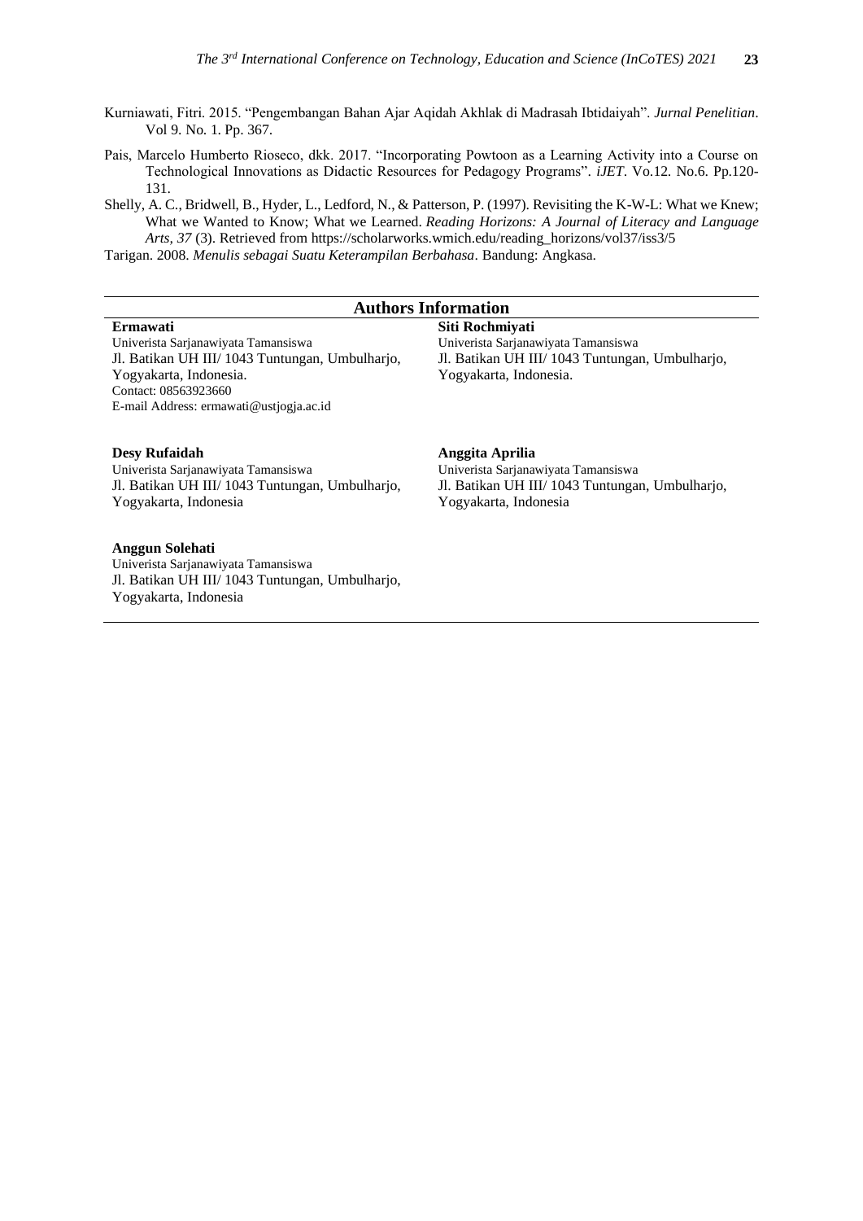Kurniawati, Fitri. 2015. "Pengembangan Bahan Ajar Aqidah Akhlak di Madrasah Ibtidaiyah". *Jurnal Penelitian*. Vol 9. No. 1. Pp. 367.

Pais, Marcelo Humberto Rioseco, dkk. 2017. "Incorporating Powtoon as a Learning Activity into a Course on Technological Innovations as Didactic Resources for Pedagogy Programs". *iJET*. Vo.12. No.6. Pp.120-131.

Shelly, A. C., Bridwell, B., Hyder, L., Ledford, N., & Patterson, P. (1997). Revisiting the K-W-L: What we Knew; What we Wanted to Know; What we Learned. *Reading Horizons: A Journal of Literacy and Language Arts, 37* (3). Retrieved from https://scholarworks.wmich.edu/reading_horizons/vol37/iss3/5

Tarigan. 2008. *Menulis sebagai Suatu Keterampilan Berbahasa*. Bandung: Angkasa.

## Authors Information

**Ermawati**
Univerista Sarjanawiyata Tamansiswa
Jl. Batikan UH III/ 1043 Tuntungan, Umbulharjo, Yogyakarta, Indonesia.
Contact: 08563923660
E-mail Address: ermawati@ustjogja.ac.id

**Siti Rochmiyati**
Univerista Sarjanawiyata Tamansiswa
Jl. Batikan UH III/ 1043 Tuntungan, Umbulharjo, Yogyakarta, Indonesia.

**Desy Rufaidah**
Univerista Sarjanawiyata Tamansiswa
Jl. Batikan UH III/ 1043 Tuntungan, Umbulharjo, Yogyakarta, Indonesia

**Anggita Aprilia**
Univerista Sarjanawiyata Tamansiswa
Jl. Batikan UH III/ 1043 Tuntungan, Umbulharjo, Yogyakarta, Indonesia

**Anggun Solehati**
Univerista Sarjanawiyata Tamansiswa
Jl. Batikan UH III/ 1043 Tuntungan, Umbulharjo, Yogyakarta, Indonesia